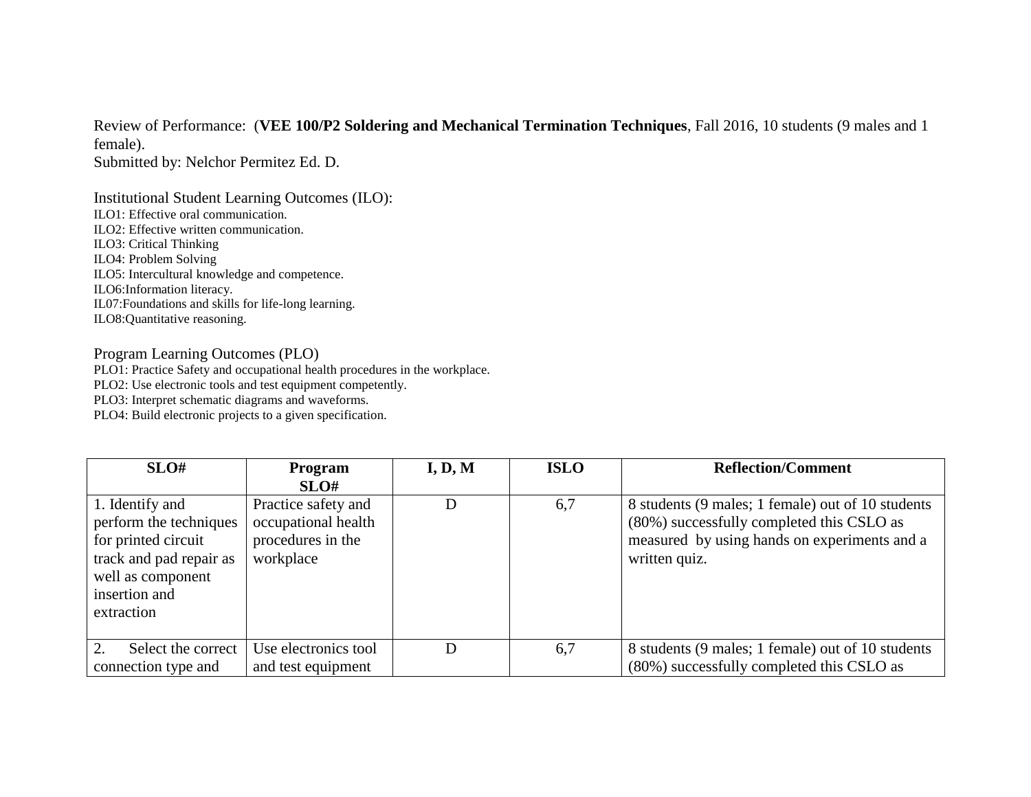Review of Performance: (**VEE 100/P2 Soldering and Mechanical Termination Techniques**, Fall 2016, 10 students (9 males and 1 female).

Submitted by: Nelchor Permitez Ed. D.

Institutional Student Learning Outcomes (ILO):

ILO1: Effective oral communication.
ILO2: Effective written communication.
ILO3: Critical Thinking
ILO4: Problem Solving
ILO5: Intercultural knowledge and competence.
ILO6:Information literacy.
IL07:Foundations and skills for life-long learning.
ILO8:Quantitative reasoning.

Program Learning Outcomes (PLO)

PLO1: Practice Safety and occupational health procedures in the workplace.
PLO2: Use electronic tools and test equipment competently.
PLO3: Interpret schematic diagrams and waveforms.
PLO4: Build electronic projects to a given specification.

| SLO# | Program SLO# | I, D, M | ISLO | Reflection/Comment |
|---|---|---|---|---|
| 1. Identify and perform the techniques for printed circuit track and pad repair as well as component insertion and extraction | Practice safety and occupational health procedures in the workplace | D | 6,7 | 8 students (9 males; 1 female) out of 10 students (80%) successfully completed this CSLO as measured by using hands on experiments and a written quiz. |
| 2. Select the correct connection type and | Use electronics tool and test equipment | D | 6,7 | 8 students (9 males; 1 female) out of 10 students (80%) successfully completed this CSLO as |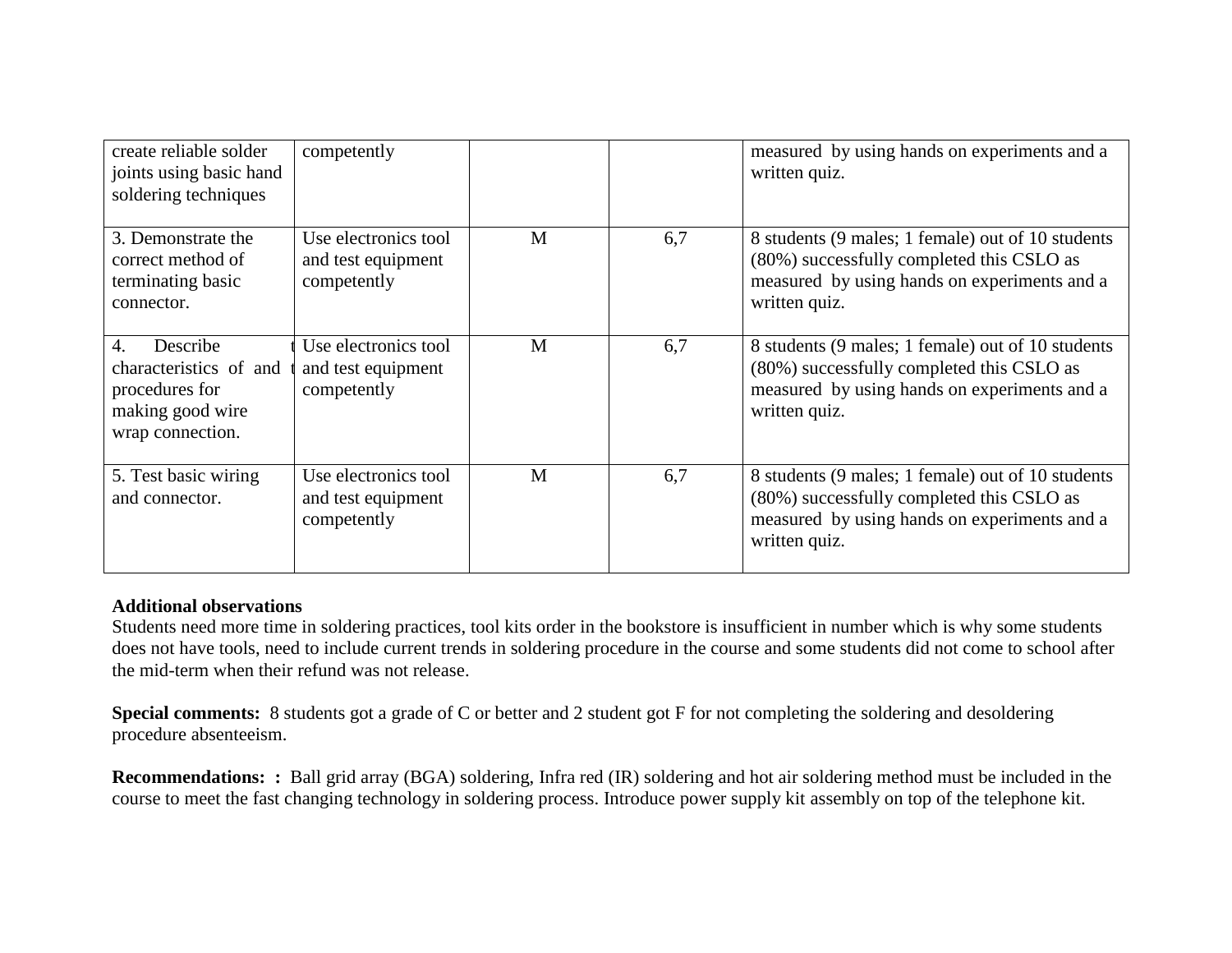| | | | | |
|---|---|---|---|---|
| create reliable solder joints using basic hand soldering techniques | competently | | | measured by using hands on experiments and a written quiz. |
| 3. Demonstrate the correct method of terminating basic connector. | Use electronics tool and test equipment competently | M | 6,7 | 8 students (9 males; 1 female) out of 10 students (80%) successfully completed this CSLO as measured by using hands on experiments and a written quiz. |
| 4. Describe characteristics of and procedures for making good wire wrap connection. | Use electronics tool and test equipment competently | M | 6,7 | 8 students (9 males; 1 female) out of 10 students (80%) successfully completed this CSLO as measured by using hands on experiments and a written quiz. |
| 5. Test basic wiring and connector. | Use electronics tool and test equipment competently | M | 6,7 | 8 students (9 males; 1 female) out of 10 students (80%) successfully completed this CSLO as measured by using hands on experiments and a written quiz. |

**Additional observations**
Students need more time in soldering practices, tool kits order in the bookstore is insufficient in number which is why some students does not have tools, need to include current trends in soldering procedure in the course and some students did not come to school after the mid-term when their refund was not release.

**Special comments:** 8 students got a grade of C or better and 2 student got F for not completing the soldering and desoldering procedure absenteeism.

**Recommendations: :** Ball grid array (BGA) soldering, Infra red (IR) soldering and hot air soldering method must be included in the course to meet the fast changing technology in soldering process. Introduce power supply kit assembly on top of the telephone kit.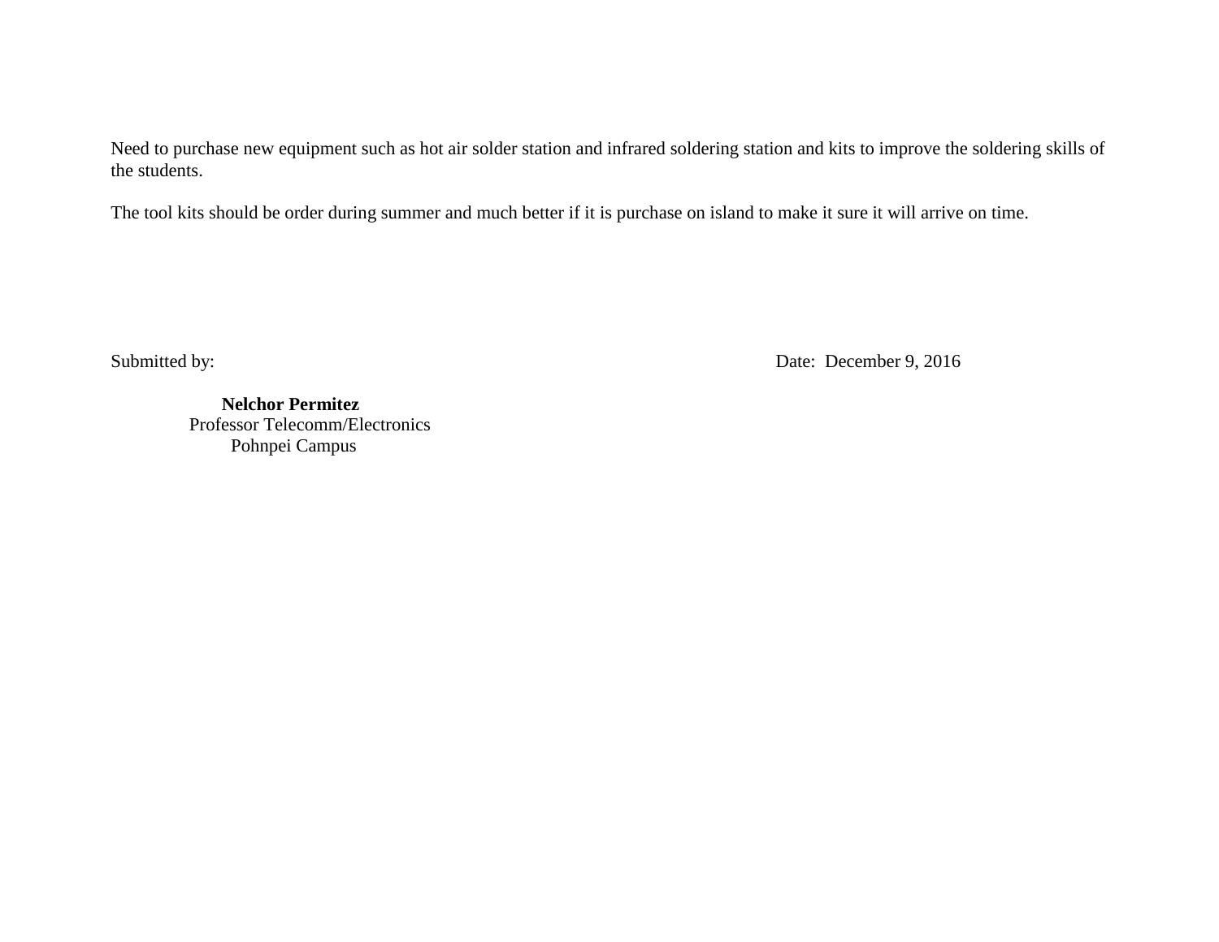Need to purchase new equipment such as hot air solder station and infrared soldering station and kits to improve the soldering skills of the students.

The tool kits should be order during summer and much better if it is purchase on island to make it sure it will arrive on time.

Submitted by: Date: December 9, 2016

**Nelchor Permitez**
Professor Telecomm/Electronics
Pohnpei Campus